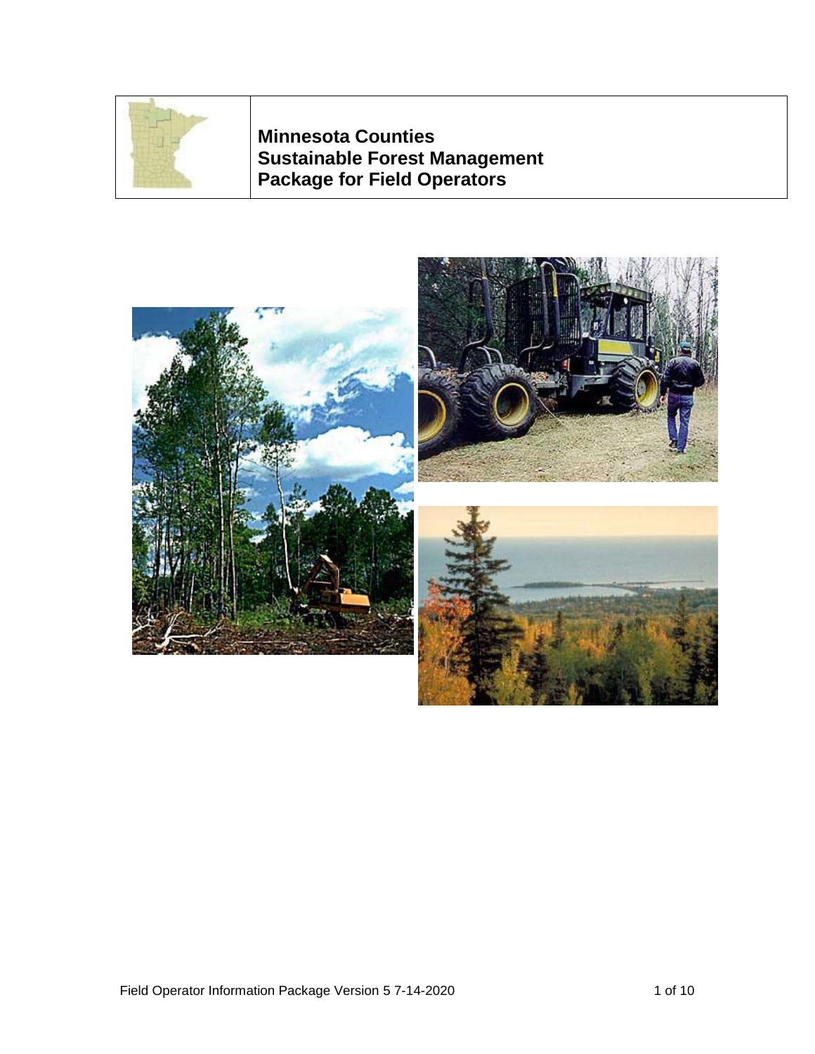# Minnesota Counties Sustainable Forest Management Package for Field Operators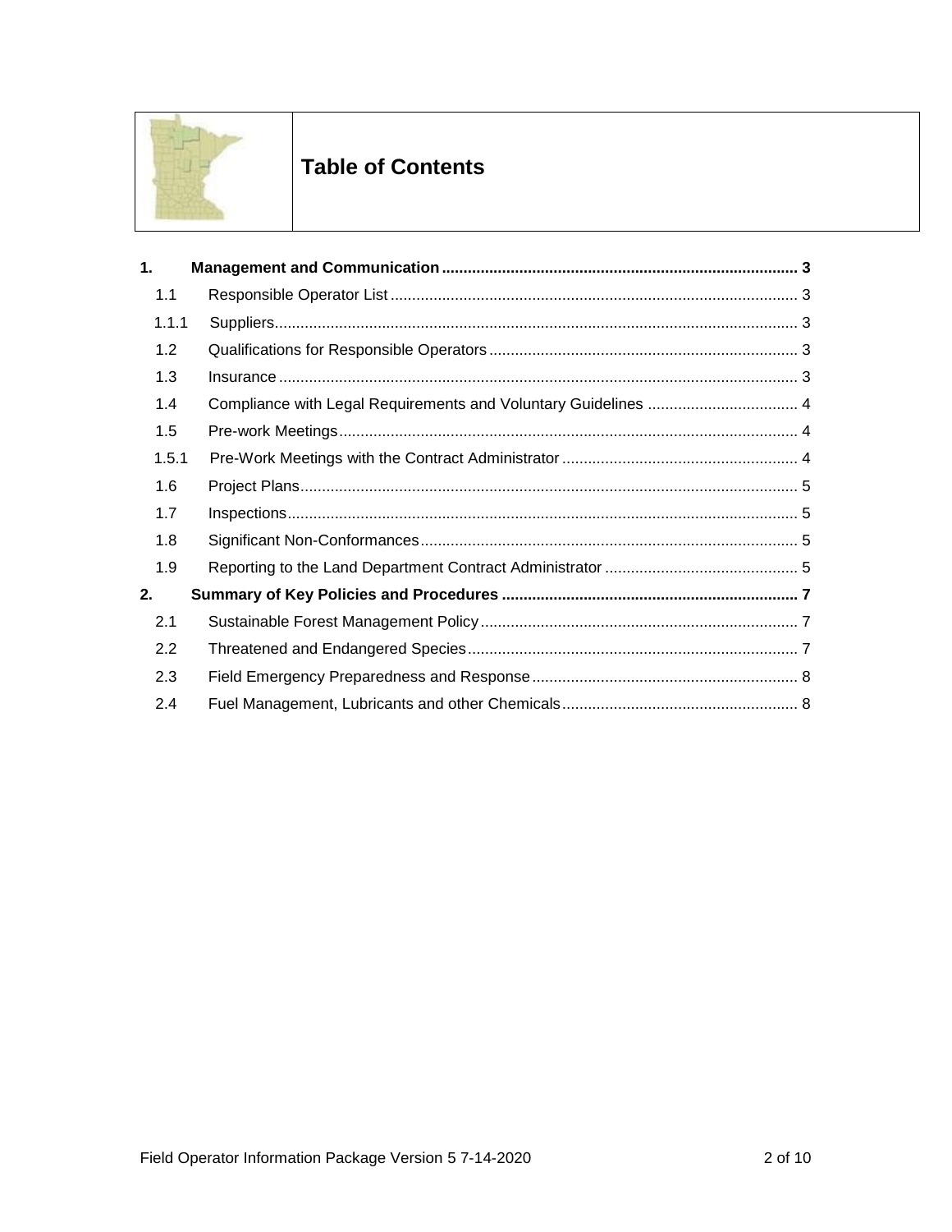# Table of Contents

**1. Management and Communication** ... 3

- 1.1 Responsible Operator List ... 3
  - 1.1.1 Suppliers ... 3
- 1.2 Qualifications for Responsible Operators ... 3
- 1.3 Insurance ... 3
- 1.4 Compliance with Legal Requirements and Voluntary Guidelines ... 4
- 1.5 Pre-work Meetings ... 4
  - 1.5.1 Pre-Work Meetings with the Contract Administrator ... 4
- 1.6 Project Plans ... 5
- 1.7 Inspections ... 5
- 1.8 Significant Non-Conformances ... 5
- 1.9 Reporting to the Land Department Contract Administrator ... 5

**2. Summary of Key Policies and Procedures** ... 7

- 2.1 Sustainable Forest Management Policy ... 7
- 2.2 Threatened and Endangered Species ... 7
- 2.3 Field Emergency Preparedness and Response ... 8
- 2.4 Fuel Management, Lubricants and other Chemicals ... 8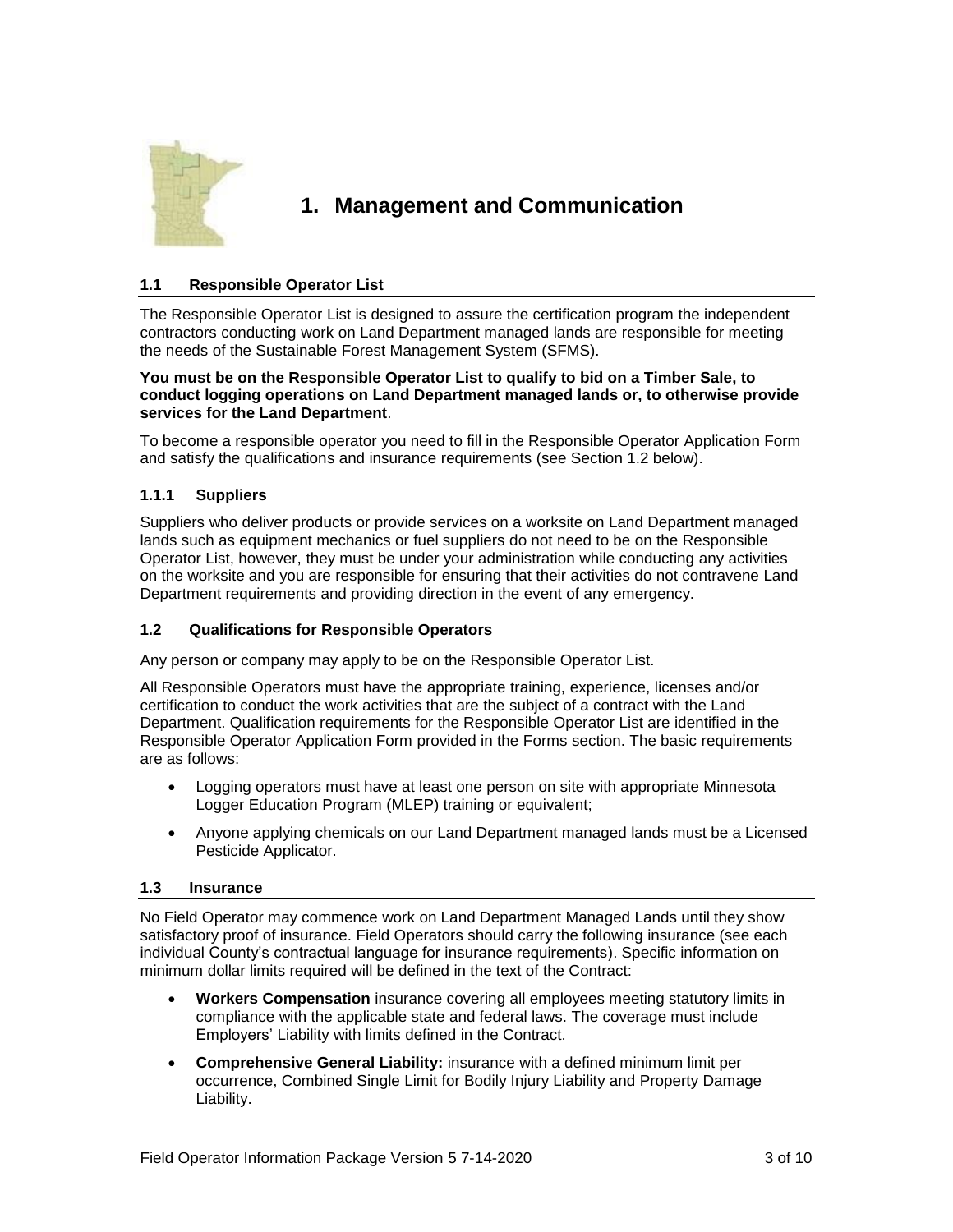# 1. Management and Communication

## 1.1 Responsible Operator List

The Responsible Operator List is designed to assure the certification program the independent contractors conducting work on Land Department managed lands are responsible for meeting the needs of the Sustainable Forest Management System (SFMS).

**You must be on the Responsible Operator List to qualify to bid on a Timber Sale, to conduct logging operations on Land Department managed lands or, to otherwise provide services for the Land Department**.

To become a responsible operator you need to fill in the Responsible Operator Application Form and satisfy the qualifications and insurance requirements (see Section 1.2 below).

### 1.1.1 Suppliers

Suppliers who deliver products or provide services on a worksite on Land Department managed lands such as equipment mechanics or fuel suppliers do not need to be on the Responsible Operator List, however, they must be under your administration while conducting any activities on the worksite and you are responsible for ensuring that their activities do not contravene Land Department requirements and providing direction in the event of any emergency.

## 1.2 Qualifications for Responsible Operators

Any person or company may apply to be on the Responsible Operator List.

All Responsible Operators must have the appropriate training, experience, licenses and/or certification to conduct the work activities that are the subject of a contract with the Land Department. Qualification requirements for the Responsible Operator List are identified in the Responsible Operator Application Form provided in the Forms section. The basic requirements are as follows:

- Logging operators must have at least one person on site with appropriate Minnesota Logger Education Program (MLEP) training or equivalent;
- Anyone applying chemicals on our Land Department managed lands must be a Licensed Pesticide Applicator.

## 1.3 Insurance

No Field Operator may commence work on Land Department Managed Lands until they show satisfactory proof of insurance. Field Operators should carry the following insurance (see each individual County's contractual language for insurance requirements). Specific information on minimum dollar limits required will be defined in the text of the Contract:

- **Workers Compensation** insurance covering all employees meeting statutory limits in compliance with the applicable state and federal laws. The coverage must include Employers' Liability with limits defined in the Contract.
- **Comprehensive General Liability:** insurance with a defined minimum limit per occurrence, Combined Single Limit for Bodily Injury Liability and Property Damage Liability.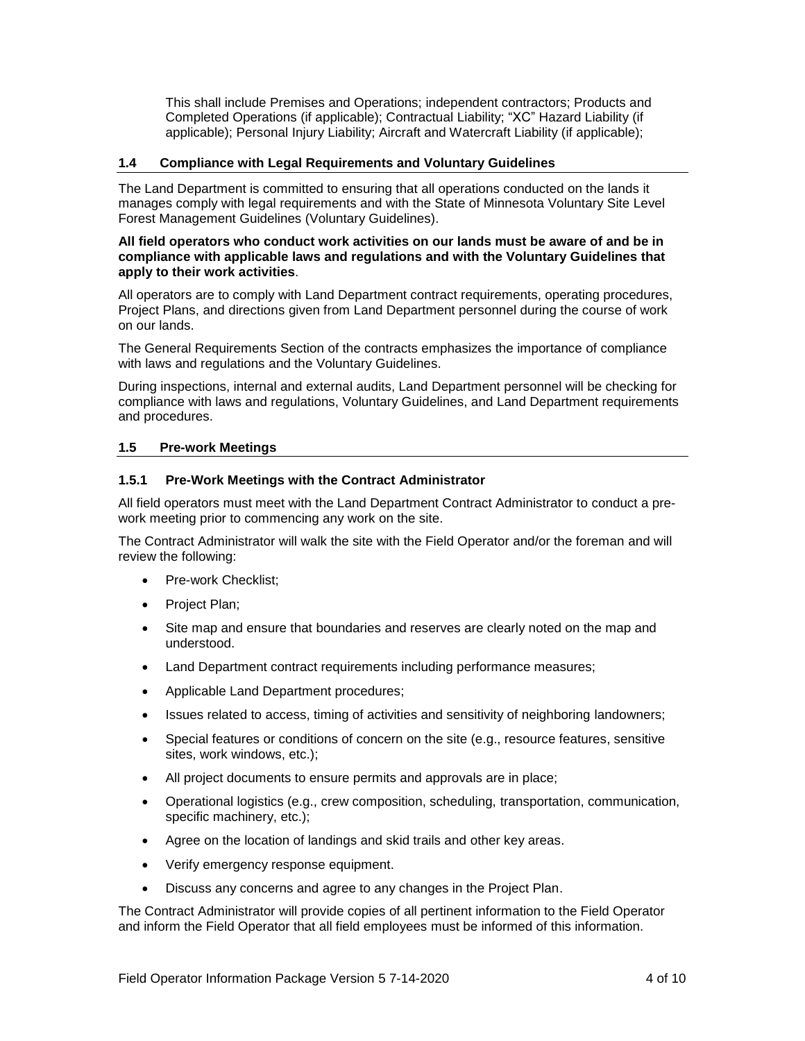This shall include Premises and Operations; independent contractors; Products and Completed Operations (if applicable); Contractual Liability; "XC" Hazard Liability (if applicable); Personal Injury Liability; Aircraft and Watercraft Liability (if applicable);

## 1.4 Compliance with Legal Requirements and Voluntary Guidelines

The Land Department is committed to ensuring that all operations conducted on the lands it manages comply with legal requirements and with the State of Minnesota Voluntary Site Level Forest Management Guidelines (Voluntary Guidelines).

**All field operators who conduct work activities on our lands must be aware of and be in compliance with applicable laws and regulations and with the Voluntary Guidelines that apply to their work activities**.

All operators are to comply with Land Department contract requirements, operating procedures, Project Plans, and directions given from Land Department personnel during the course of work on our lands.

The General Requirements Section of the contracts emphasizes the importance of compliance with laws and regulations and the Voluntary Guidelines.

During inspections, internal and external audits, Land Department personnel will be checking for compliance with laws and regulations, Voluntary Guidelines, and Land Department requirements and procedures.

## 1.5 Pre-work Meetings

### 1.5.1 Pre-Work Meetings with the Contract Administrator

All field operators must meet with the Land Department Contract Administrator to conduct a pre-work meeting prior to commencing any work on the site.

The Contract Administrator will walk the site with the Field Operator and/or the foreman and will review the following:

- Pre-work Checklist;
- Project Plan;
- Site map and ensure that boundaries and reserves are clearly noted on the map and understood.
- Land Department contract requirements including performance measures;
- Applicable Land Department procedures;
- Issues related to access, timing of activities and sensitivity of neighboring landowners;
- Special features or conditions of concern on the site (e.g., resource features, sensitive sites, work windows, etc.);
- All project documents to ensure permits and approvals are in place;
- Operational logistics (e.g., crew composition, scheduling, transportation, communication, specific machinery, etc.);
- Agree on the location of landings and skid trails and other key areas.
- Verify emergency response equipment.
- Discuss any concerns and agree to any changes in the Project Plan.

The Contract Administrator will provide copies of all pertinent information to the Field Operator and inform the Field Operator that all field employees must be informed of this information.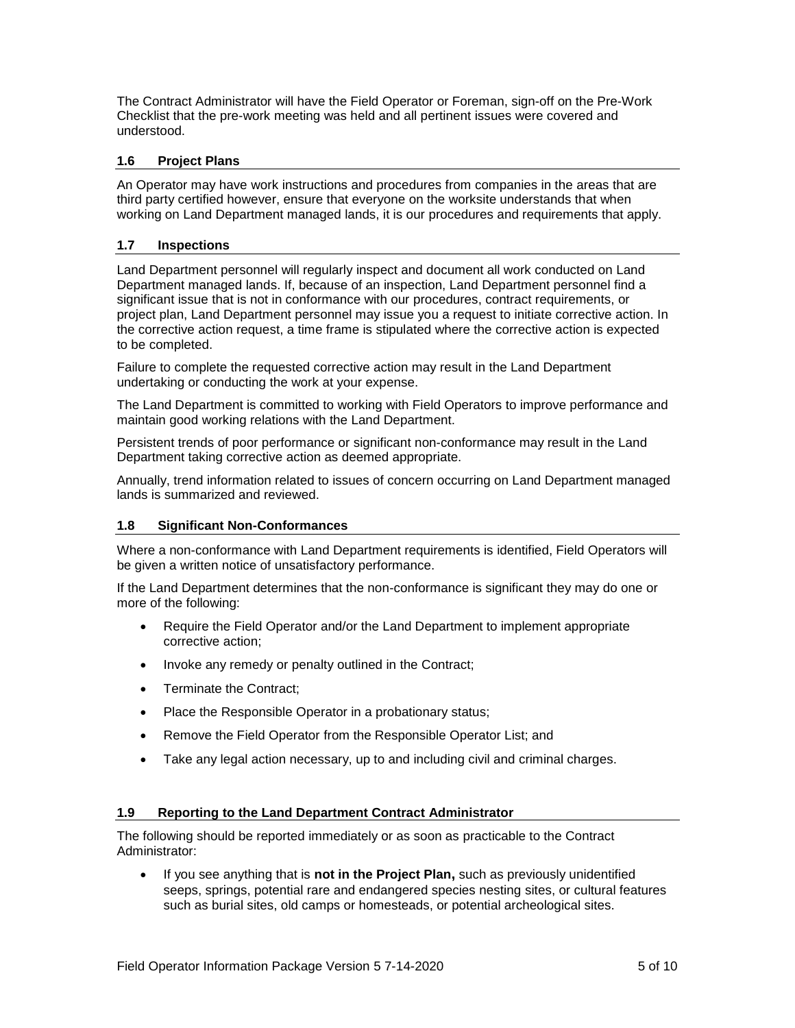The Contract Administrator will have the Field Operator or Foreman, sign-off on the Pre-Work Checklist that the pre-work meeting was held and all pertinent issues were covered and understood.

### 1.6 Project Plans

An Operator may have work instructions and procedures from companies in the areas that are third party certified however, ensure that everyone on the worksite understands that when working on Land Department managed lands, it is our procedures and requirements that apply.

### 1.7 Inspections

Land Department personnel will regularly inspect and document all work conducted on Land Department managed lands. If, because of an inspection, Land Department personnel find a significant issue that is not in conformance with our procedures, contract requirements, or project plan, Land Department personnel may issue you a request to initiate corrective action. In the corrective action request, a time frame is stipulated where the corrective action is expected to be completed.

Failure to complete the requested corrective action may result in the Land Department undertaking or conducting the work at your expense.

The Land Department is committed to working with Field Operators to improve performance and maintain good working relations with the Land Department.

Persistent trends of poor performance or significant non-conformance may result in the Land Department taking corrective action as deemed appropriate.

Annually, trend information related to issues of concern occurring on Land Department managed lands is summarized and reviewed.

### 1.8 Significant Non-Conformances

Where a non-conformance with Land Department requirements is identified, Field Operators will be given a written notice of unsatisfactory performance.

If the Land Department determines that the non-conformance is significant they may do one or more of the following:

- Require the Field Operator and/or the Land Department to implement appropriate corrective action;
- Invoke any remedy or penalty outlined in the Contract;
- Terminate the Contract;
- Place the Responsible Operator in a probationary status;
- Remove the Field Operator from the Responsible Operator List; and
- Take any legal action necessary, up to and including civil and criminal charges.

### 1.9 Reporting to the Land Department Contract Administrator

The following should be reported immediately or as soon as practicable to the Contract Administrator:

- If you see anything that is **not in the Project Plan,** such as previously unidentified seeps, springs, potential rare and endangered species nesting sites, or cultural features such as burial sites, old camps or homesteads, or potential archeological sites.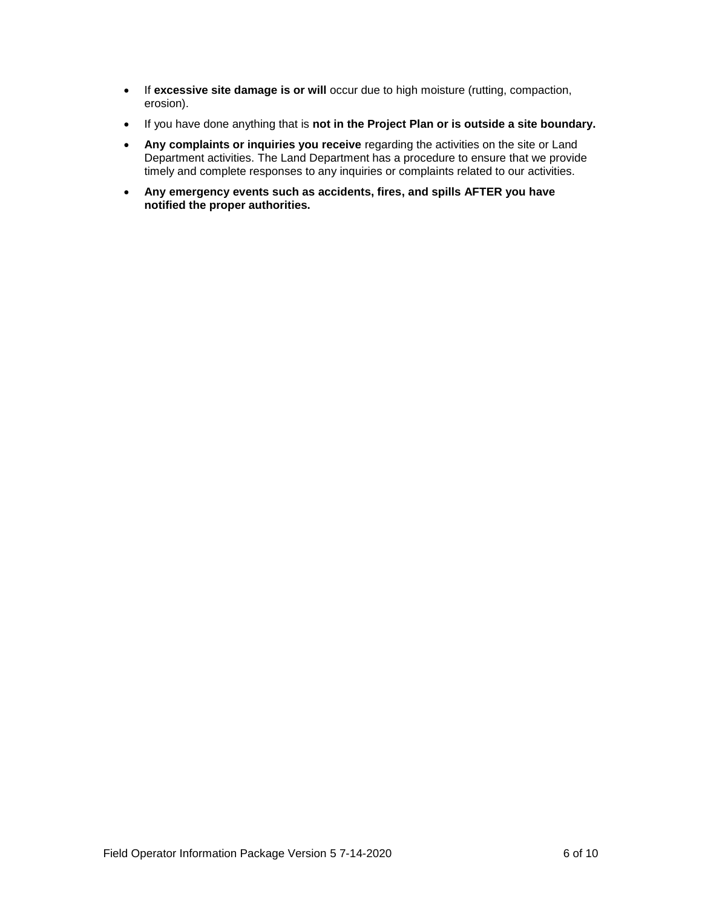- If **excessive site damage is or will** occur due to high moisture (rutting, compaction, erosion).
- If you have done anything that is **not in the Project Plan or is outside a site boundary.**
- **Any complaints or inquiries you receive** regarding the activities on the site or Land Department activities. The Land Department has a procedure to ensure that we provide timely and complete responses to any inquiries or complaints related to our activities.
- **Any emergency events such as accidents, fires, and spills AFTER you have notified the proper authorities.**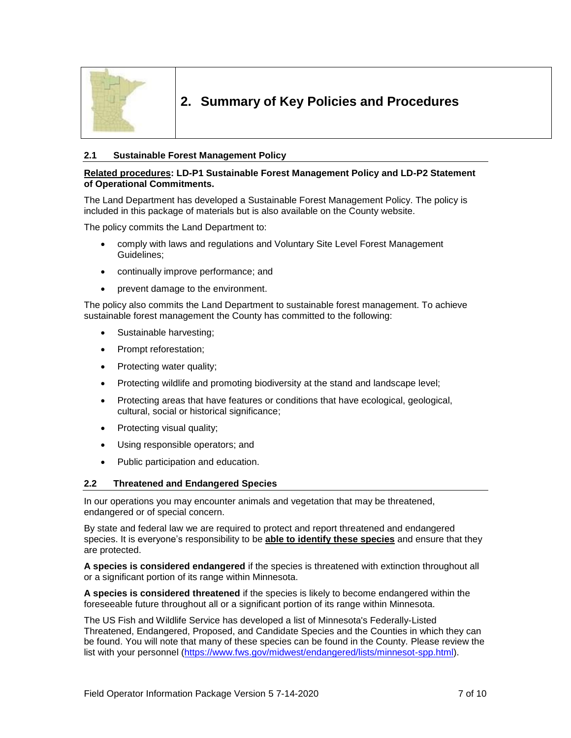# 2. Summary of Key Policies and Procedures

## 2.1 Sustainable Forest Management Policy

**Related procedures: LD-P1 Sustainable Forest Management Policy and LD-P2 Statement of Operational Commitments.**

The Land Department has developed a Sustainable Forest Management Policy. The policy is included in this package of materials but is also available on the County website.

The policy commits the Land Department to:

- comply with laws and regulations and Voluntary Site Level Forest Management Guidelines;
- continually improve performance; and
- prevent damage to the environment.

The policy also commits the Land Department to sustainable forest management. To achieve sustainable forest management the County has committed to the following:

- Sustainable harvesting;
- Prompt reforestation;
- Protecting water quality;
- Protecting wildlife and promoting biodiversity at the stand and landscape level;
- Protecting areas that have features or conditions that have ecological, geological, cultural, social or historical significance;
- Protecting visual quality;
- Using responsible operators; and
- Public participation and education.

## 2.2 Threatened and Endangered Species

In our operations you may encounter animals and vegetation that may be threatened, endangered or of special concern.

By state and federal law we are required to protect and report threatened and endangered species. It is everyone's responsibility to be **able to identify these species** and ensure that they are protected.

**A species is considered endangered** if the species is threatened with extinction throughout all or a significant portion of its range within Minnesota.

**A species is considered threatened** if the species is likely to become endangered within the foreseeable future throughout all or a significant portion of its range within Minnesota.

The US Fish and Wildlife Service has developed a list of Minnesota's Federally-Listed Threatened, Endangered, Proposed, and Candidate Species and the Counties in which they can be found. You will note that many of these species can be found in the County. Please review the list with your personnel (https://www.fws.gov/midwest/endangered/lists/minnesot-spp.html).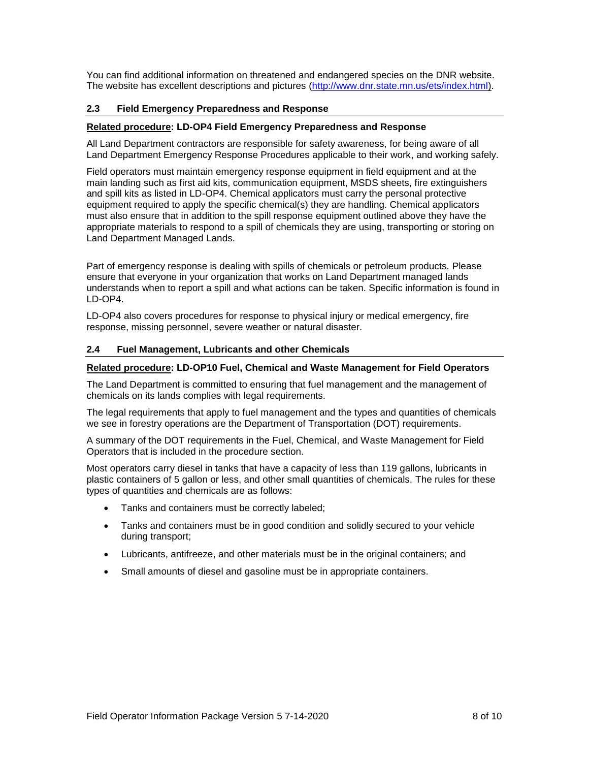You can find additional information on threatened and endangered species on the DNR website. The website has excellent descriptions and pictures (http://www.dnr.state.mn.us/ets/index.html).

### 2.3 Field Emergency Preparedness and Response

**Related procedure: LD-OP4 Field Emergency Preparedness and Response**

All Land Department contractors are responsible for safety awareness, for being aware of all Land Department Emergency Response Procedures applicable to their work, and working safely.

Field operators must maintain emergency response equipment in field equipment and at the main landing such as first aid kits, communication equipment, MSDS sheets, fire extinguishers and spill kits as listed in LD-OP4. Chemical applicators must carry the personal protective equipment required to apply the specific chemical(s) they are handling. Chemical applicators must also ensure that in addition to the spill response equipment outlined above they have the appropriate materials to respond to a spill of chemicals they are using, transporting or storing on Land Department Managed Lands.

Part of emergency response is dealing with spills of chemicals or petroleum products. Please ensure that everyone in your organization that works on Land Department managed lands understands when to report a spill and what actions can be taken. Specific information is found in LD-OP4.

LD-OP4 also covers procedures for response to physical injury or medical emergency, fire response, missing personnel, severe weather or natural disaster.

### 2.4 Fuel Management, Lubricants and other Chemicals

**Related procedure: LD-OP10 Fuel, Chemical and Waste Management for Field Operators**

The Land Department is committed to ensuring that fuel management and the management of chemicals on its lands complies with legal requirements.

The legal requirements that apply to fuel management and the types and quantities of chemicals we see in forestry operations are the Department of Transportation (DOT) requirements.

A summary of the DOT requirements in the Fuel, Chemical, and Waste Management for Field Operators that is included in the procedure section.

Most operators carry diesel in tanks that have a capacity of less than 119 gallons, lubricants in plastic containers of 5 gallon or less, and other small quantities of chemicals. The rules for these types of quantities and chemicals are as follows:

- Tanks and containers must be correctly labeled;
- Tanks and containers must be in good condition and solidly secured to your vehicle during transport;
- Lubricants, antifreeze, and other materials must be in the original containers; and
- Small amounts of diesel and gasoline must be in appropriate containers.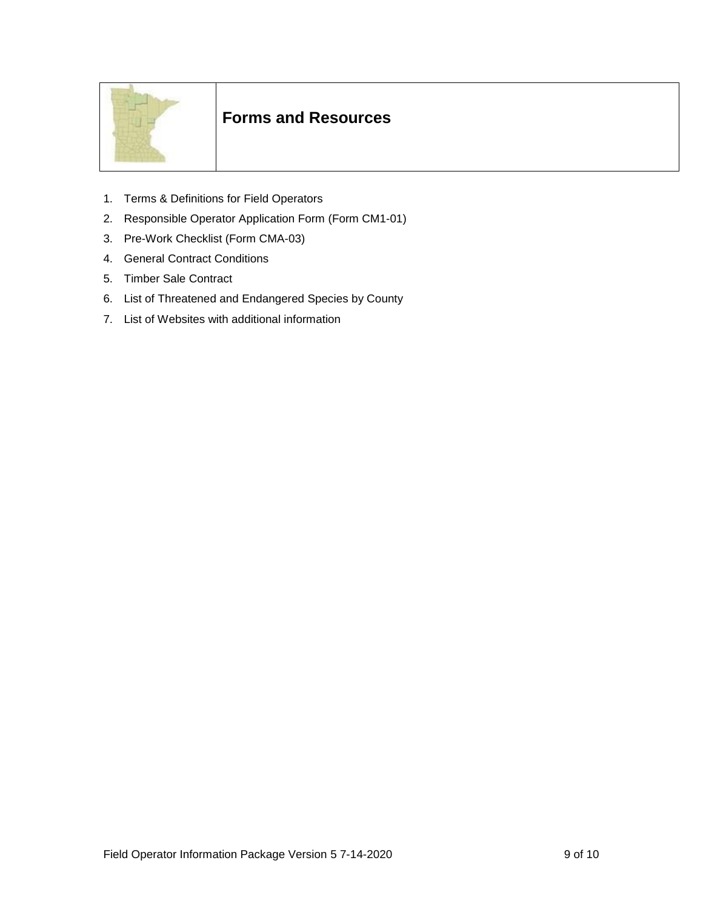# Forms and Resources

1. Terms & Definitions for Field Operators
2. Responsible Operator Application Form (Form CM1-01)
3. Pre-Work Checklist (Form CMA-03)
4. General Contract Conditions
5. Timber Sale Contract
6. List of Threatened and Endangered Species by County
7. List of Websites with additional information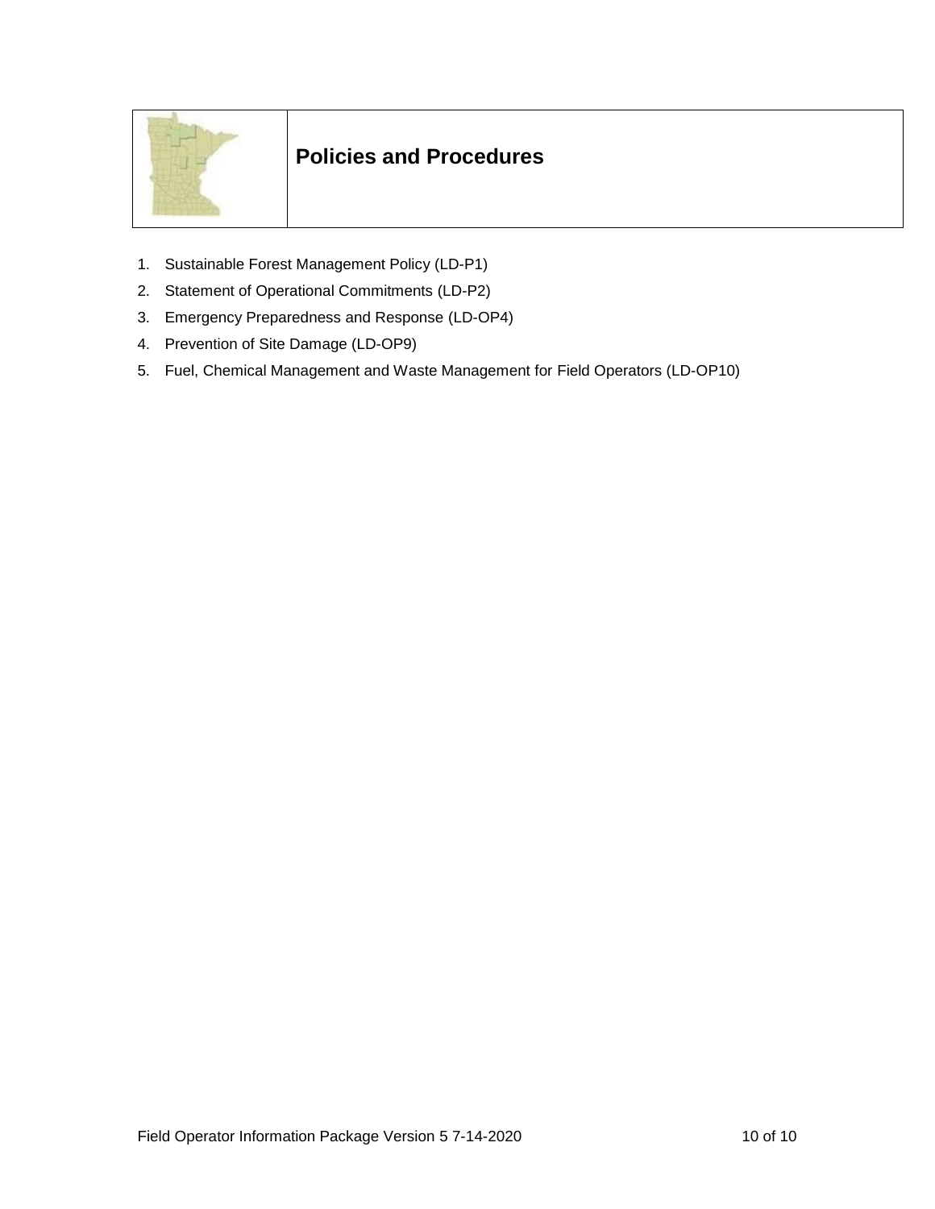# Policies and Procedures

1. Sustainable Forest Management Policy (LD-P1)
2. Statement of Operational Commitments (LD-P2)
3. Emergency Preparedness and Response (LD-OP4)
4. Prevention of Site Damage (LD-OP9)
5. Fuel, Chemical Management and Waste Management for Field Operators (LD-OP10)